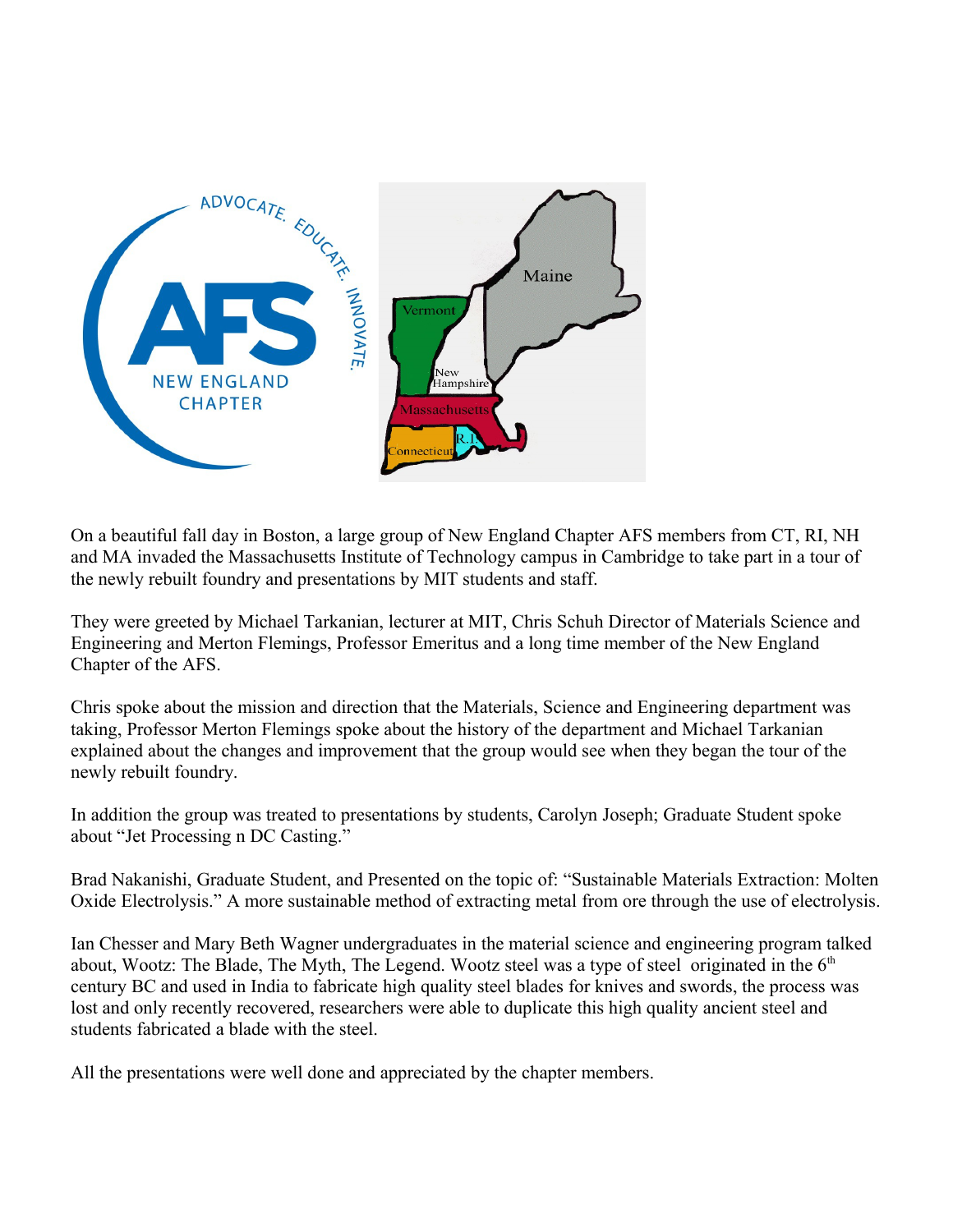On a beautiful fall day in Boston, a large group of New England Chapter AFS members from CT, RI, NH and MA invaded the Massachusetts Institute of Technology campus in Cambridge to take part in a tour of the newly rebuilt foundry and presentations by MIT students and staff.

They were greeted by Michael Tarkanian, lecturer at MIT, Chris Schuh Director of Materials Science and Engineering and Merton Flemings, Professor Emeritus and a long time member of the New England Chapter of the AFS.

Chris spoke about the mission and direction that the Materials, Science and Engineering department was taking, Professor Merton Flemings spoke about the history of the department and Michael Tarkanian explained about the changes and improvement that the group would see when they began the tour of the newly rebuilt foundry.

In addition the group was treated to presentations by students, Carolyn Joseph; Graduate Student spoke about "Jet Processing n DC Casting."

Brad Nakanishi, Graduate Student, and Presented on the topic of: "Sustainable Materials Extraction: Molten Oxide Electrolysis." A more sustainable method of extracting metal from ore through the use of electrolysis.

Ian Chesser and Mary Beth Wagner undergraduates in the material science and engineering program talked about, Wootz: The Blade, The Myth, The Legend. Wootz steel was a type of steel originated in the 6th century BC and used in India to fabricate high quality steel blades for knives and swords, the process was lost and only recently recovered, researchers were able to duplicate this high quality ancient steel and students fabricated a blade with the steel.

All the presentations were well done and appreciated by the chapter members.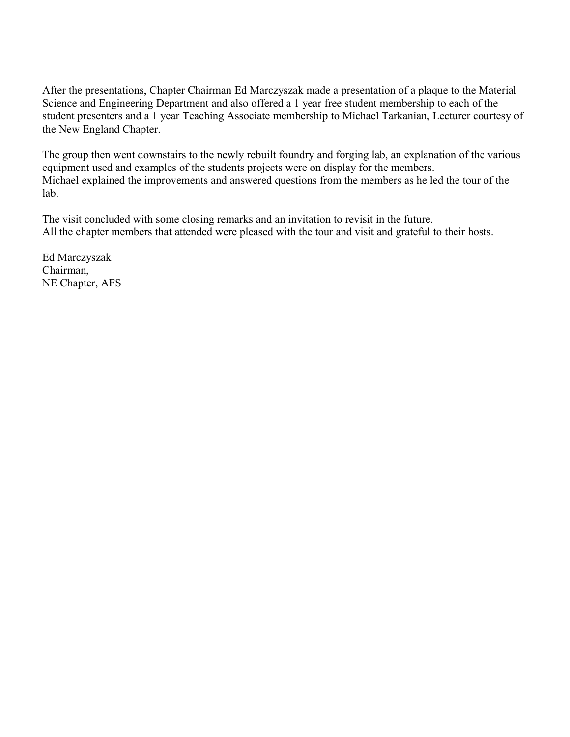After the presentations, Chapter Chairman Ed Marczyszak made a presentation of a plaque to the Material Science and Engineering Department and also offered a 1 year free student membership to each of the student presenters and a 1 year Teaching Associate membership to Michael Tarkanian, Lecturer courtesy of the New England Chapter.

The group then went downstairs to the newly rebuilt foundry and forging lab, an explanation of the various equipment used and examples of the students projects were on display for the members.
Michael explained the improvements and answered questions from the members as he led the tour of the lab.

The visit concluded with some closing remarks and an invitation to revisit in the future.
All the chapter members that attended were pleased with the tour and visit and grateful to their hosts.

Ed Marczyszak
Chairman,
NE Chapter, AFS